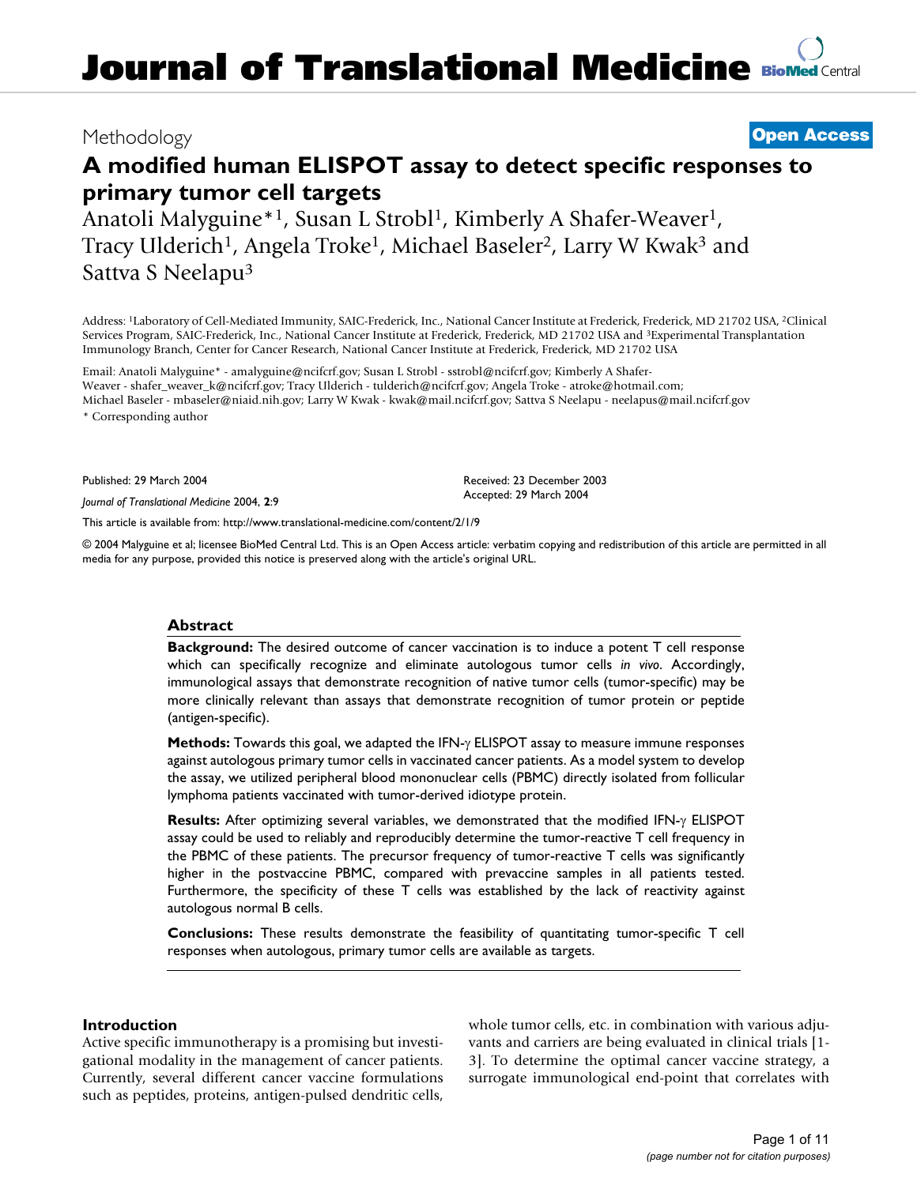# Journal of Translational Medicine

Methodology

**Open Access**

## A modified human ELISPOT assay to detect specific responses to primary tumor cell targets

Anatoli Malyguine*[1], Susan L Strobl[1], Kimberly A Shafer-Weaver[1], Tracy Ulderich[1], Angela Troke[1], Michael Baseler[2], Larry W Kwak[3] and Sattva S Neelapu[3]

Address: [1]Laboratory of Cell-Mediated Immunity, SAIC-Frederick, Inc., National Cancer Institute at Frederick, Frederick, MD 21702 USA, [2]Clinical Services Program, SAIC-Frederick, Inc., National Cancer Institute at Frederick, Frederick, MD 21702 USA and [3]Experimental Transplantation Immunology Branch, Center for Cancer Research, National Cancer Institute at Frederick, Frederick, MD 21702 USA

Email: Anatoli Malyguine* - amalyguine@ncifcrf.gov; Susan L Strobl - sstrobl@ncifcrf.gov; Kimberly A Shafer-Weaver - shafer_weaver_k@ncifcrf.gov; Tracy Ulderich - tulderich@ncifcrf.gov; Angela Troke - atroke@hotmail.com; Michael Baseler - mbaseler@niaid.nih.gov; Larry W Kwak - kwak@mail.ncifcrf.gov; Sattva S Neelapu - neelapus@mail.ncifcrf.gov

\* Corresponding author

Published: 29 March 2004

*Journal of Translational Medicine* 2004, **2**:9

Received: 23 December 2003
Accepted: 29 March 2004

This article is available from: http://www.translational-medicine.com/content/2/1/9

© 2004 Malyguine et al; licensee BioMed Central Ltd. This is an Open Access article: verbatim copying and redistribution of this article are permitted in all media for any purpose, provided this notice is preserved along with the article's original URL.

### Abstract

**Background:** The desired outcome of cancer vaccination is to induce a potent T cell response which can specifically recognize and eliminate autologous tumor cells *in vivo*. Accordingly, immunological assays that demonstrate recognition of native tumor cells (tumor-specific) may be more clinically relevant than assays that demonstrate recognition of tumor protein or peptide (antigen-specific).

**Methods:** Towards this goal, we adapted the IFN-γ ELISPOT assay to measure immune responses against autologous primary tumor cells in vaccinated cancer patients. As a model system to develop the assay, we utilized peripheral blood mononuclear cells (PBMC) directly isolated from follicular lymphoma patients vaccinated with tumor-derived idiotype protein.

**Results:** After optimizing several variables, we demonstrated that the modified IFN-γ ELISPOT assay could be used to reliably and reproducibly determine the tumor-reactive T cell frequency in the PBMC of these patients. The precursor frequency of tumor-reactive T cells was significantly higher in the postvaccine PBMC, compared with prevaccine samples in all patients tested. Furthermore, the specificity of these T cells was established by the lack of reactivity against autologous normal B cells.

**Conclusions:** These results demonstrate the feasibility of quantitating tumor-specific T cell responses when autologous, primary tumor cells are available as targets.

### Introduction

Active specific immunotherapy is a promising but investigational modality in the management of cancer patients. Currently, several different cancer vaccine formulations such as peptides, proteins, antigen-pulsed dendritic cells, whole tumor cells, etc. in combination with various adjuvants and carriers are being evaluated in clinical trials [1-3]. To determine the optimal cancer vaccine strategy, a surrogate immunological end-point that correlates with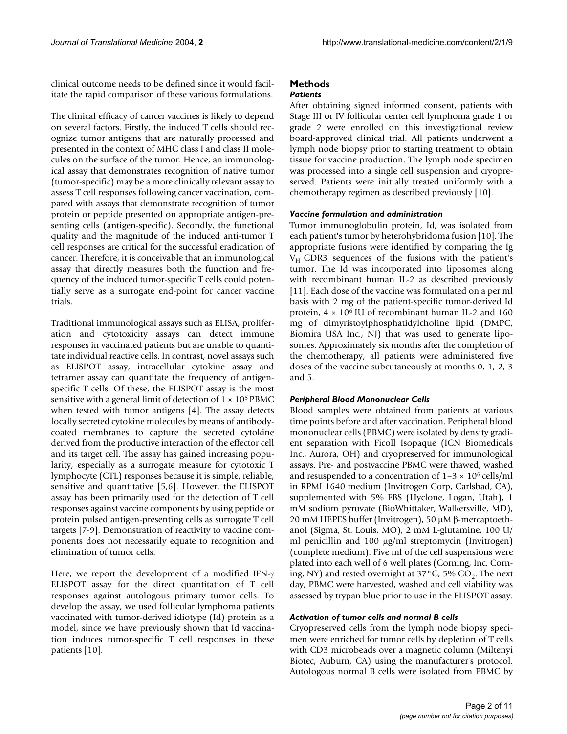clinical outcome needs to be defined since it would facilitate the rapid comparison of these various formulations.

The clinical efficacy of cancer vaccines is likely to depend on several factors. Firstly, the induced T cells should recognize tumor antigens that are naturally processed and presented in the context of MHC class I and class II molecules on the surface of the tumor. Hence, an immunological assay that demonstrates recognition of native tumor (tumor-specific) may be a more clinically relevant assay to assess T cell responses following cancer vaccination, compared with assays that demonstrate recognition of tumor protein or peptide presented on appropriate antigen-presenting cells (antigen-specific). Secondly, the functional quality and the magnitude of the induced anti-tumor T cell responses are critical for the successful eradication of cancer. Therefore, it is conceivable that an immunological assay that directly measures both the function and frequency of the induced tumor-specific T cells could potentially serve as a surrogate end-point for cancer vaccine trials.

Traditional immunological assays such as ELISA, proliferation and cytotoxicity assays can detect immune responses in vaccinated patients but are unable to quantitate individual reactive cells. In contrast, novel assays such as ELISPOT assay, intracellular cytokine assay and tetramer assay can quantitate the frequency of antigen-specific T cells. Of these, the ELISPOT assay is the most sensitive with a general limit of detection of $1 \times 10^5$ PBMC when tested with tumor antigens [4]. The assay detects locally secreted cytokine molecules by means of antibody-coated membranes to capture the secreted cytokine derived from the productive interaction of the effector cell and its target cell. The assay has gained increasing popularity, especially as a surrogate measure for cytotoxic T lymphocyte (CTL) responses because it is simple, reliable, sensitive and quantitative [5,6]. However, the ELISPOT assay has been primarily used for the detection of T cell responses against vaccine components by using peptide or protein pulsed antigen-presenting cells as surrogate T cell targets [7-9]. Demonstration of reactivity to vaccine components does not necessarily equate to recognition and elimination of tumor cells.

Here, we report the development of a modified IFN-γ ELISPOT assay for the direct quantitation of T cell responses against autologous primary tumor cells. To develop the assay, we used follicular lymphoma patients vaccinated with tumor-derived idiotype (Id) protein as a model, since we have previously shown that Id vaccination induces tumor-specific T cell responses in these patients [10].

## Methods

### *Patients*

After obtaining signed informed consent, patients with Stage III or IV follicular center cell lymphoma grade 1 or grade 2 were enrolled on this investigational review board-approved clinical trial. All patients underwent a lymph node biopsy prior to starting treatment to obtain tissue for vaccine production. The lymph node specimen was processed into a single cell suspension and cryopreserved. Patients were initially treated uniformly with a chemotherapy regimen as described previously [10].

### *Vaccine formulation and administration*

Tumor immunoglobulin protein, Id, was isolated from each patient's tumor by heterohybridoma fusion [10]. The appropriate fusions were identified by comparing the Ig $V_H$ CDR3 sequences of the fusions with the patient's tumor. The Id was incorporated into liposomes along with recombinant human IL-2 as described previously [11]. Each dose of the vaccine was formulated on a per ml basis with 2 mg of the patient-specific tumor-derived Id protein, $4 \times 10^6$ IU of recombinant human IL-2 and 160 mg of dimyristoylphosphatidylcholine lipid (DMPC, Biomira USA Inc., NJ) that was used to generate liposomes. Approximately six months after the completion of the chemotherapy, all patients were administered five doses of the vaccine subcutaneously at months 0, 1, 2, 3 and 5.

### *Peripheral Blood Mononuclear Cells*

Blood samples were obtained from patients at various time points before and after vaccination. Peripheral blood mononuclear cells (PBMC) were isolated by density gradient separation with Ficoll Isopaque (ICN Biomedicals Inc., Aurora, OH) and cryopreserved for immunological assays. Pre- and postvaccine PBMC were thawed, washed and resuspended to a concentration of $1–3 \times 10^6$ cells/ml in RPMI 1640 medium (Invitrogen Corp, Carlsbad, CA), supplemented with 5% FBS (Hyclone, Logan, Utah), 1 mM sodium pyruvate (BioWhittaker, Walkersville, MD), 20 mM HEPES buffer (Invitrogen), 50 μM β-mercaptoethanol (Sigma, St. Louis, MO), 2 mM L-glutamine, 100 U/ml penicillin and 100 μg/ml streptomycin (Invitrogen) (complete medium). Five ml of the cell suspensions were plated into each well of 6 well plates (Corning, Inc. Corning, NY) and rested overnight at 37°C, 5% $CO_2$. The next day, PBMC were harvested, washed and cell viability was assessed by trypan blue prior to use in the ELISPOT assay.

### *Activation of tumor cells and normal B cells*

Cryopreserved cells from the lymph node biopsy specimen were enriched for tumor cells by depletion of T cells with CD3 microbeads over a magnetic column (Miltenyi Biotec, Auburn, CA) using the manufacturer's protocol. Autologous normal B cells were isolated from PBMC by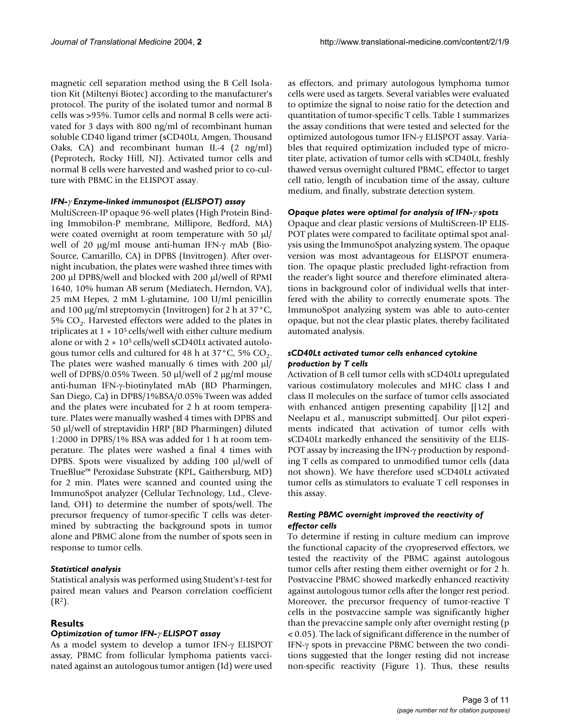magnetic cell separation method using the B Cell Isolation Kit (Miltenyi Biotec) according to the manufacturer's protocol. The purity of the isolated tumor and normal B cells was >95%. Tumor cells and normal B cells were activated for 3 days with 800 ng/ml of recombinant human soluble CD40 ligand trimer (sCD40Lt, Amgen, Thousand Oaks, CA) and recombinant human IL-4 (2 ng/ml) (Peprotech, Rocky Hill, NJ). Activated tumor cells and normal B cells were harvested and washed prior to co-culture with PBMC in the ELISPOT assay.

### *IFN-γ Enzyme-linked immunospot (ELISPOT) assay*

MultiScreen-IP opaque 96-well plates (High Protein Binding Immobilon-P membrane, Millipore, Bedford, MA) were coated overnight at room temperature with 50 μl/well of 20 μg/ml mouse anti-human IFN-γ mAb (BioSource, Camarillo, CA) in DPBS (Invitrogen). After overnight incubation, the plates were washed three times with 200 μl DPBS/well and blocked with 200 μl/well of RPMI 1640, 10% human AB serum (Mediatech, Herndon, VA), 25 mM Hepes, 2 mM L-glutamine, 100 U/ml penicillin and 100 μg/ml streptomycin (Invitrogen) for 2 h at 37°C, 5% $CO_2$. Harvested effectors were added to the plates in triplicates at $1 \times 10^5$ cells/well with either culture medium alone or with $2 \times 10^5$ cells/well sCD40Lt activated autologous tumor cells and cultured for 48 h at 37°C, 5% $CO_2$. The plates were washed manually 6 times with 200 μl/well of DPBS/0.05% Tween. 50 μl/well of 2 μg/ml mouse anti-human IFN-γ-biotinylated mAb (BD Pharmingen, San Diego, Ca) in DPBS/1%BSA/0.05% Tween was added and the plates were incubated for 2 h at room temperature. Plates were manually washed 4 times with DPBS and 50 μl/well of streptavidin HRP (BD Pharmingen) diluted 1:2000 in DPBS/1% BSA was added for 1 h at room temperature. The plates were washed a final 4 times with DPBS. Spots were visualized by adding 100 μl/well of TrueBlue™ Peroxidase Substrate (KPL, Gaithersburg, MD) for 2 min. Plates were scanned and counted using the ImmunoSpot analyzer (Cellular Technology, Ltd., Cleveland, OH) to determine the number of spots/well. The precursor frequency of tumor-specific T cells was determined by subtracting the background spots in tumor alone and PBMC alone from the number of spots seen in response to tumor cells.

### *Statistical analysis*

Statistical analysis was performed using Student's *t*-test for paired mean values and Pearson correlation coefficient ($R^2$).

## Results

### *Optimization of tumor IFN-γ ELISPOT assay*

As a model system to develop a tumor IFN-γ ELISPOT assay, PBMC from follicular lymphoma patients vaccinated against an autologous tumor antigen (Id) were used as effectors, and primary autologous lymphoma tumor cells were used as targets. Several variables were evaluated to optimize the signal to noise ratio for the detection and quantitation of tumor-specific T cells. Table 1 summarizes the assay conditions that were tested and selected for the optimized autologous tumor IFN-γ ELISPOT assay. Variables that required optimization included type of microtiter plate, activation of tumor cells with sCD40Lt, freshly thawed versus overnight cultured PBMC, effector to target cell ratio, length of incubation time of the assay, culture medium, and finally, substrate detection system.

### *Opaque plates were optimal for analysis of IFN-γ spots*

Opaque and clear plastic versions of MultiScreen-IP ELISPOT plates were compared to facilitate optimal spot analysis using the ImmunoSpot analyzing system. The opaque version was most advantageous for ELISPOT enumeration. The opaque plastic precluded light-refraction from the reader's light source and therefore eliminated alterations in background color of individual wells that interfered with the ability to correctly enumerate spots. The ImmunoSpot analyzing system was able to auto-center opaque, but not the clear plastic plates, thereby facilitated automated analysis.

### *sCD40Lt activated tumor cells enhanced cytokine production by T cells*

Activation of B cell tumor cells with sCD40Lt upregulated various costimulatory molecules and MHC class I and class II molecules on the surface of tumor cells associated with enhanced antigen presenting capability [[12] and Neelapu et al., manuscript submitted]. Our pilot experiments indicated that activation of tumor cells with sCD40Lt markedly enhanced the sensitivity of the ELISPOT assay by increasing the IFN-γ production by responding T cells as compared to unmodified tumor cells (data not shown). We have therefore used sCD40Lt activated tumor cells as stimulators to evaluate T cell responses in this assay.

### *Resting PBMC overnight improved the reactivity of effector cells*

To determine if resting in culture medium can improve the functional capacity of the cryopreserved effectors, we tested the reactivity of the PBMC against autologous tumor cells after resting them either overnight or for 2 h. Postvaccine PBMC showed markedly enhanced reactivity against autologous tumor cells after the longer rest period. Moreover, the precursor frequency of tumor-reactive T cells in the postvaccine sample was significantly higher than the prevaccine sample only after overnight resting ($p < 0.05$). The lack of significant difference in the number of IFN-γ spots in prevaccine PBMC between the two conditions suggested that the longer resting did not increase non-specific reactivity (Figure 1). Thus, these results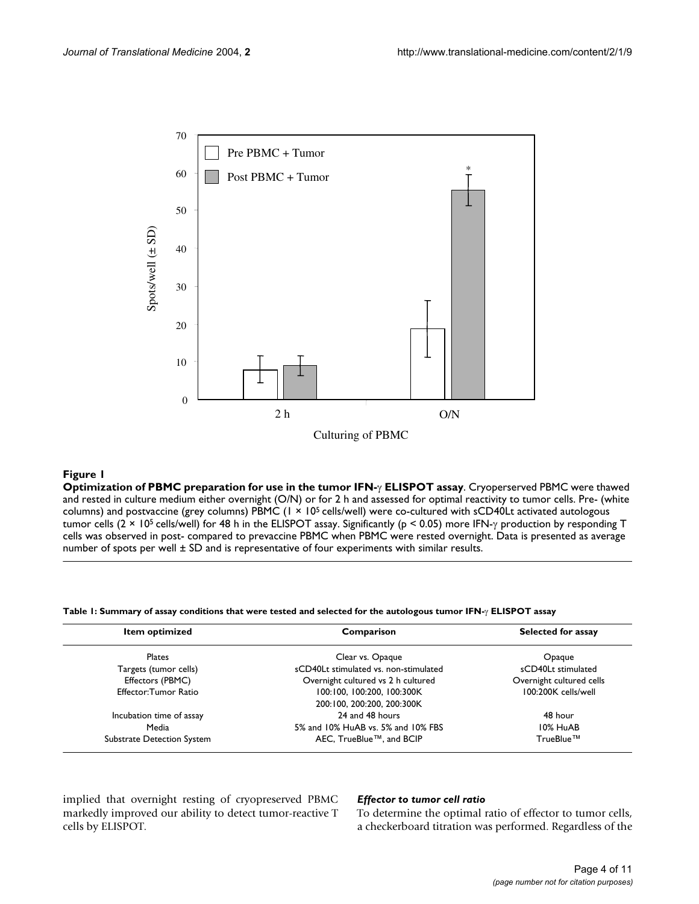**Figure 1**

**Optimization of PBMC preparation for use in the tumor IFN-γ ELISPOT assay**. Cryoperserved PBMC were thawed and rested in culture medium either overnight (O/N) or for 2 h and assessed for optimal reactivity to tumor cells. Pre- (white columns) and postvaccine (grey columns) PBMC ($1 \times 10^5$ cells/well) were co-cultured with sCD40Lt activated autologous tumor cells ($2 \times 10^5$ cells/well) for 48 h in the ELISPOT assay. Significantly ($p < 0.05$) more IFN-γ production by responding T cells was observed in post- compared to prevaccine PBMC when PBMC were rested overnight. Data is presented as average number of spots per well ± SD and is representative of four experiments with similar results.

**Table 1: Summary of assay conditions that were tested and selected for the autologous tumor IFN-γ ELISPOT assay**

| Item optimized | Comparison | Selected for assay |
| --- | --- | --- |
| Plates | Clear vs. Opaque | Opaque |
| Targets (tumor cells) | sCD40Lt stimulated vs. non-stimulated | sCD40Lt stimulated |
| Effectors (PBMC) | Overnight cultured vs 2 h cultured | Overnight cultured cells |
| Effector:Tumor Ratio | 100:100, 100:200, 100:300K<br>200:100, 200:200, 200:300K | 100:200K cells/well |
| Incubation time of assay | 24 and 48 hours | 48 hour |
| Media | 5% and 10% HuAB vs. 5% and 10% FBS | 10% HuAB |
| Substrate Detection System | AEC, TrueBlue™, and BCIP | TrueBlue™ |

implied that overnight resting of cryopreserved PBMC markedly improved our ability to detect tumor-reactive T cells by ELISPOT.

### *Effector to tumor cell ratio*

To determine the optimal ratio of effector to tumor cells, a checkerboard titration was performed. Regardless of the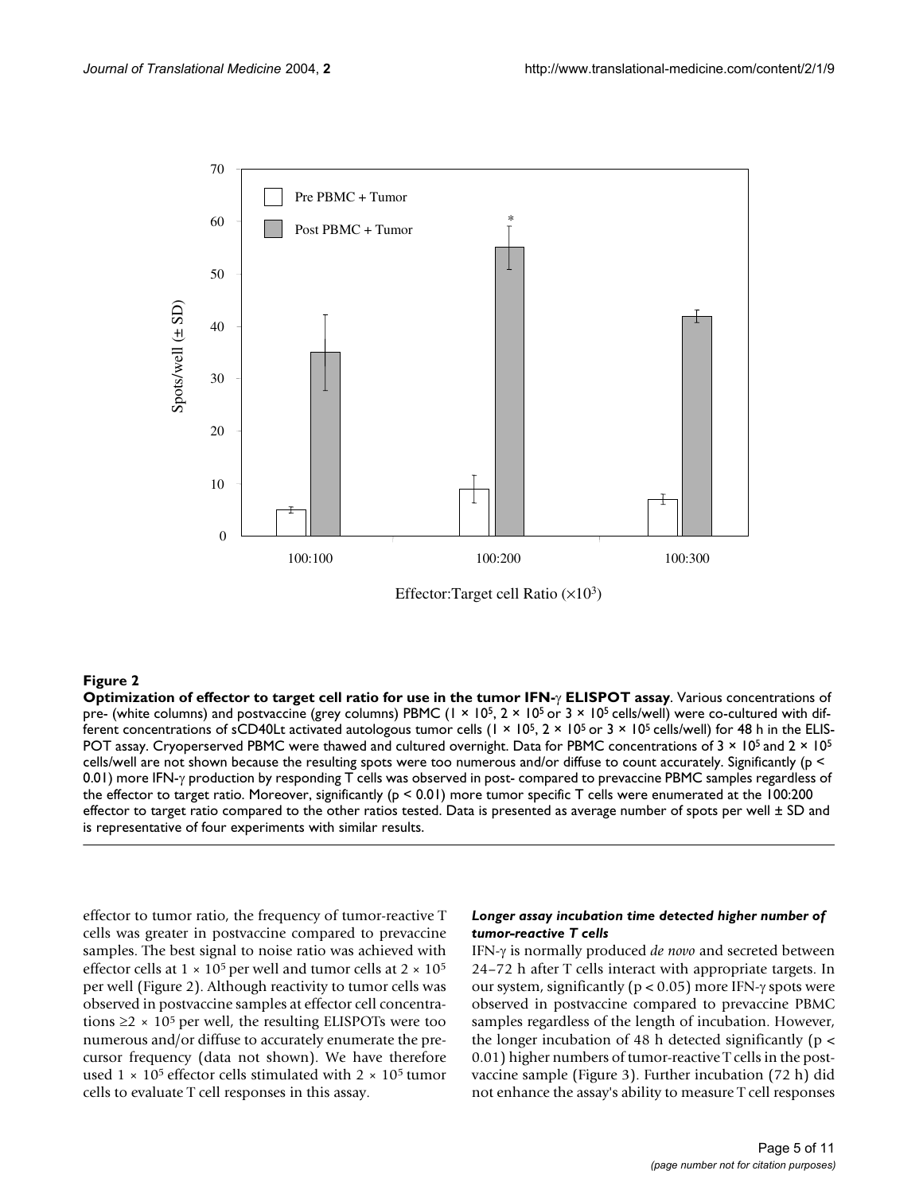**Figure 2**

**Optimization of effector to target cell ratio for use in the tumor IFN-γ ELISPOT assay**. Various concentrations of pre- (white columns) and postvaccine (grey columns) PBMC ($1 \times 10^5$, $2 \times 10^5$ or $3 \times 10^5$ cells/well) were co-cultured with different concentrations of sCD40Lt activated autologous tumor cells ($1 \times 10^5$, $2 \times 10^5$ or $3 \times 10^5$ cells/well) for 48 h in the ELISPOT assay. Cryoperserved PBMC were thawed and cultured overnight. Data for PBMC concentrations of $3 \times 10^5$ and $2 \times 10^5$ cells/well are not shown because the resulting spots were too numerous and/or diffuse to count accurately. Significantly ($p < 0.01$) more IFN-γ production by responding T cells was observed in post- compared to prevaccine PBMC samples regardless of the effector to target ratio. Moreover, significantly ($p < 0.01$) more tumor specific T cells were enumerated at the 100:200 effector to target ratio compared to the other ratios tested. Data is presented as average number of spots per well ± SD and is representative of four experiments with similar results.

effector to tumor ratio, the frequency of tumor-reactive T cells was greater in postvaccine compared to prevaccine samples. The best signal to noise ratio was achieved with effector cells at $1 \times 10^5$ per well and tumor cells at $2 \times 10^5$ per well (Figure 2). Although reactivity to tumor cells was observed in postvaccine samples at effector cell concentrations $\geq 2 \times 10^5$ per well, the resulting ELISPOTs were too numerous and/or diffuse to accurately enumerate the precursor frequency (data not shown). We have therefore used $1 \times 10^5$ effector cells stimulated with $2 \times 10^5$ tumor cells to evaluate T cell responses in this assay.

#### *Longer assay incubation time detected higher number of tumor-reactive T cells*

IFN-γ is normally produced *de novo* and secreted between 24–72 h after T cells interact with appropriate targets. In our system, significantly ($p < 0.05$) more IFN-γ spots were observed in postvaccine compared to prevaccine PBMC samples regardless of the length of incubation. However, the longer incubation of 48 h detected significantly ($p < 0.01$) higher numbers of tumor-reactive T cells in the postvaccine sample (Figure 3). Further incubation (72 h) did not enhance the assay's ability to measure T cell responses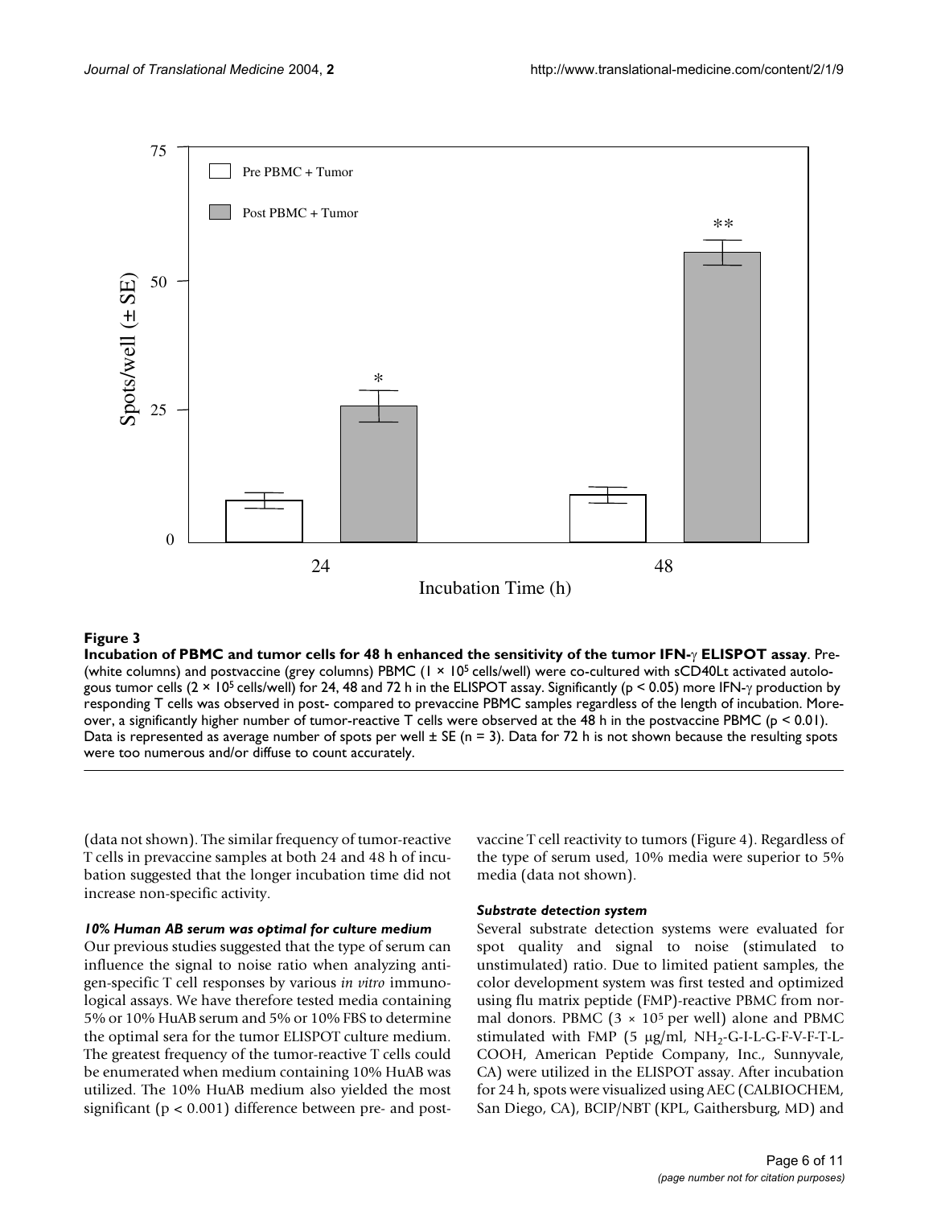**Figure 3**

**Incubation of PBMC and tumor cells for 48 h enhanced the sensitivity of the tumor IFN-γ ELISPOT assay**. Pre- (white columns) and postvaccine (grey columns) PBMC ($1 \times 10^5$ cells/well) were co-cultured with sCD40Lt activated autologous tumor cells ($2 \times 10^5$ cells/well) for 24, 48 and 72 h in the ELISPOT assay. Significantly ($p < 0.05$) more IFN-γ production by responding T cells was observed in post- compared to prevaccine PBMC samples regardless of the length of incubation. Moreover, a significantly higher number of tumor-reactive T cells were observed at the 48 h in the postvaccine PBMC ($p < 0.01$). Data is represented as average number of spots per well ± SE (n = 3). Data for 72 h is not shown because the resulting spots were too numerous and/or diffuse to count accurately.

(data not shown). The similar frequency of tumor-reactive T cells in prevaccine samples at both 24 and 48 h of incubation suggested that the longer incubation time did not increase non-specific activity.

### *10% Human AB serum was optimal for culture medium*

Our previous studies suggested that the type of serum can influence the signal to noise ratio when analyzing antigen-specific T cell responses by various *in vitro* immunological assays. We have therefore tested media containing 5% or 10% HuAB serum and 5% or 10% FBS to determine the optimal sera for the tumor ELISPOT culture medium. The greatest frequency of the tumor-reactive T cells could be enumerated when medium containing 10% HuAB was utilized. The 10% HuAB medium also yielded the most significant ($p < 0.001$) difference between pre- and postvaccine T cell reactivity to tumors (Figure 4). Regardless of the type of serum used, 10% media were superior to 5% media (data not shown).

### *Substrate detection system*

Several substrate detection systems were evaluated for spot quality and signal to noise (stimulated to unstimulated) ratio. Due to limited patient samples, the color development system was first tested and optimized using flu matrix peptide (FMP)-reactive PBMC from normal donors. PBMC ($3 \times 10^5$ per well) alone and PBMC stimulated with FMP (5 μg/ml, $NH_2$-G-I-L-G-F-V-F-T-L-COOH, American Peptide Company, Inc., Sunnyvale, CA) were utilized in the ELISPOT assay. After incubation for 24 h, spots were visualized using AEC (CALBIOCHEM, San Diego, CA), BCIP/NBT (KPL, Gaithersburg, MD) and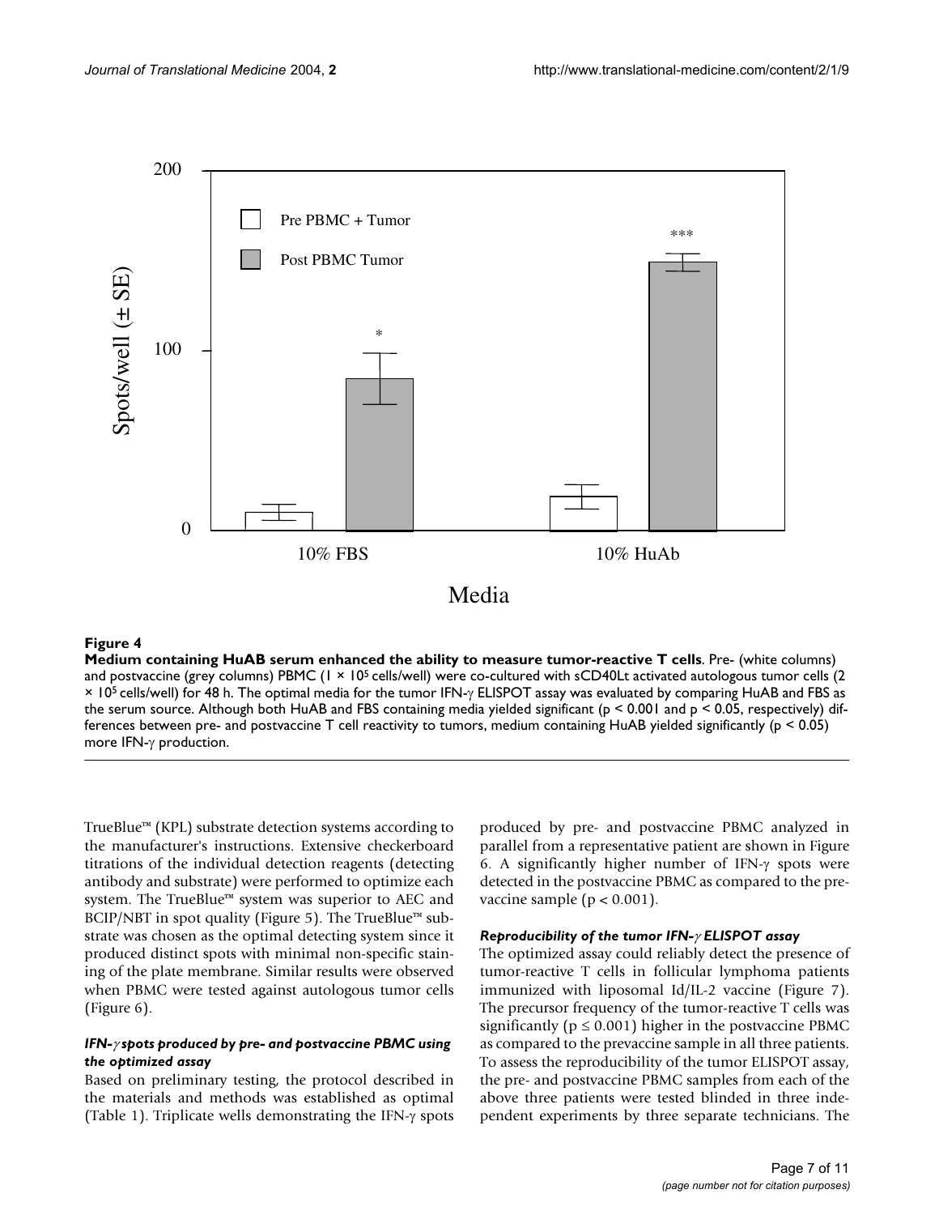**Figure 4**

**Medium containing HuAB serum enhanced the ability to measure tumor-reactive T cells**. Pre- (white columns) and postvaccine (grey columns) PBMC ($1 \times 10^5$ cells/well) were co-cultured with sCD40Lt activated autologous tumor cells ($2 \times 10^5$ cells/well) for 48 h. The optimal media for the tumor IFN-$\gamma$ ELISPOT assay was evaluated by comparing HuAB and FBS as the serum source. Although both HuAB and FBS containing media yielded significant ($p < 0.001$ and $p < 0.05$, respectively) differences between pre- and postvaccine T cell reactivity to tumors, medium containing HuAB yielded significantly ($p < 0.05$) more IFN-$\gamma$ production.

TrueBlue™ (KPL) substrate detection systems according to the manufacturer's instructions. Extensive checkerboard titrations of the individual detection reagents (detecting antibody and substrate) were performed to optimize each system. The TrueBlue™ system was superior to AEC and BCIP/NBT in spot quality (Figure 5). The TrueBlue™ substrate was chosen as the optimal detecting system since it produced distinct spots with minimal non-specific staining of the plate membrane. Similar results were observed when PBMC were tested against autologous tumor cells (Figure 6).

#### *IFN-$\gamma$ spots produced by pre- and postvaccine PBMC using the optimized assay*

Based on preliminary testing, the protocol described in the materials and methods was established as optimal (Table 1). Triplicate wells demonstrating the IFN-$\gamma$ spots produced by pre- and postvaccine PBMC analyzed in parallel from a representative patient are shown in Figure 6. A significantly higher number of IFN-$\gamma$ spots were detected in the postvaccine PBMC as compared to the prevaccine sample ($p < 0.001$).

#### *Reproducibility of the tumor IFN-$\gamma$ ELISPOT assay*

The optimized assay could reliably detect the presence of tumor-reactive T cells in follicular lymphoma patients immunized with liposomal Id/IL-2 vaccine (Figure 7). The precursor frequency of the tumor-reactive T cells was significantly ($p \leq 0.001$) higher in the postvaccine PBMC as compared to the prevaccine sample in all three patients. To assess the reproducibility of the tumor ELISPOT assay, the pre- and postvaccine PBMC samples from each of the above three patients were tested blinded in three independent experiments by three separate technicians. The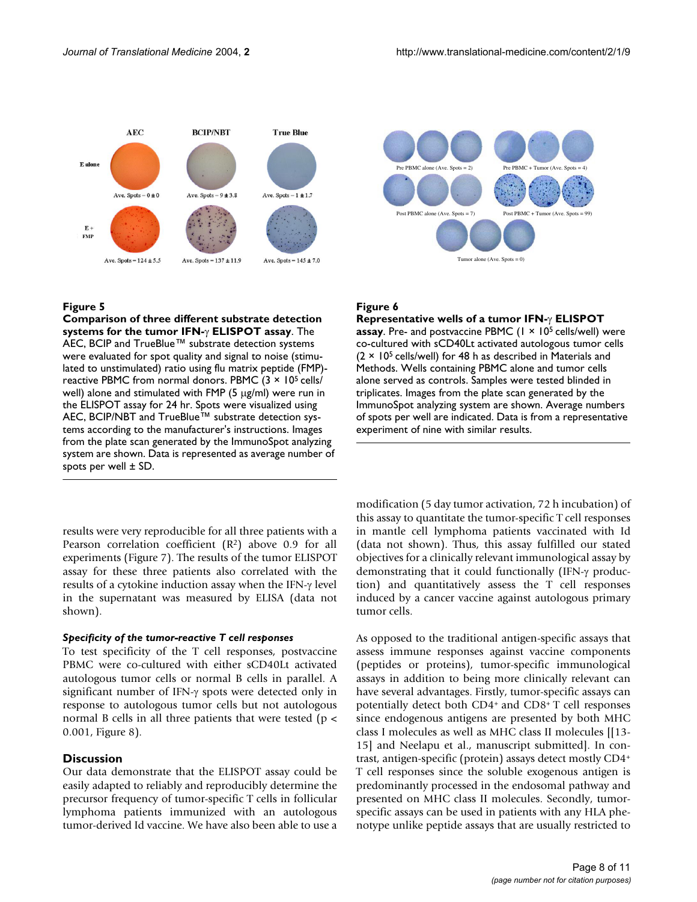**Figure 5**

**Comparison of three different substrate detection systems for the tumor IFN-γ ELISPOT assay**. The AEC, BCIP and TrueBlue™ substrate detection systems were evaluated for spot quality and signal to noise (stimulated to unstimulated) ratio using flu matrix peptide (FMP)-reactive PBMC from normal donors. PBMC ($3 \times 10^5$ cells/well) alone and stimulated with FMP (5 μg/ml) were run in the ELISPOT assay for 24 hr. Spots were visualized using AEC, BCIP/NBT and TrueBlue™ substrate detection systems according to the manufacturer's instructions. Images from the plate scan generated by the ImmunoSpot analyzing system are shown. Data is represented as average number of spots per well ± SD.

**Figure 6**

**Representative wells of a tumor IFN-γ ELISPOT assay**. Pre- and postvaccine PBMC ($1 \times 10^5$ cells/well) were co-cultured with sCD40Lt activated autologous tumor cells ($2 \times 10^5$ cells/well) for 48 h as described in Materials and Methods. Wells containing PBMC alone and tumor cells alone served as controls. Samples were tested blinded in triplicates. Images from the plate scan generated by the ImmunoSpot analyzing system are shown. Average numbers of spots per well are indicated. Data is from a representative experiment of nine with similar results.

results were very reproducible for all three patients with a Pearson correlation coefficient ($R^2$) above 0.9 for all experiments (Figure 7). The results of the tumor ELISPOT assay for these three patients also correlated with the results of a cytokine induction assay when the IFN-γ level in the supernatant was measured by ELISA (data not shown).

### *Specificity of the tumor-reactive T cell responses*

To test specificity of the T cell responses, postvaccine PBMC were co-cultured with either sCD40Lt activated autologous tumor cells or normal B cells in parallel. A significant number of IFN-γ spots were detected only in response to autologous tumor cells but not autologous normal B cells in all three patients that were tested ($p < 0.001$, Figure 8).

## Discussion

Our data demonstrate that the ELISPOT assay could be easily adapted to reliably and reproducibly determine the precursor frequency of tumor-specific T cells in follicular lymphoma patients immunized with an autologous tumor-derived Id vaccine. We have also been able to use a modification (5 day tumor activation, 72 h incubation) of this assay to quantitate the tumor-specific T cell responses in mantle cell lymphoma patients vaccinated with Id (data not shown). Thus, this assay fulfilled our stated objectives for a clinically relevant immunological assay by demonstrating that it could functionally (IFN-γ production) and quantitatively assess the T cell responses induced by a cancer vaccine against autologous primary tumor cells.

As opposed to the traditional antigen-specific assays that assess immune responses against vaccine components (peptides or proteins), tumor-specific immunological assays in addition to being more clinically relevant can have several advantages. Firstly, tumor-specific assays can potentially detect both CD4+ and CD8+ T cell responses since endogenous antigens are presented by both MHC class I molecules as well as MHC class II molecules [[13-15] and Neelapu et al., manuscript submitted]. In contrast, antigen-specific (protein) assays detect mostly CD4+ T cell responses since the soluble exogenous antigen is predominantly processed in the endosomal pathway and presented on MHC class II molecules. Secondly, tumor-specific assays can be used in patients with any HLA phenotype unlike peptide assays that are usually restricted to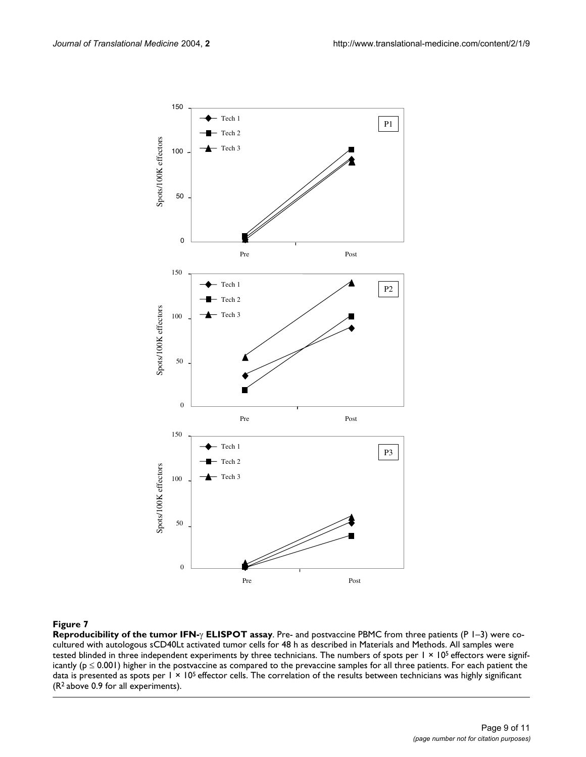**Figure 7**

**Reproducibility of the tumor IFN-$\gamma$ ELISPOT assay**. Pre- and postvaccine PBMC from three patients (P 1–3) were co-cultured with autologous sCD40Lt activated tumor cells for 48 h as described in Materials and Methods. All samples were tested blinded in three independent experiments by three technicians. The numbers of spots per $1 \times 10^5$ effectors were significantly ($p \leq 0.001$) higher in the postvaccine as compared to the prevaccine samples for all three patients. For each patient the data is presented as spots per $1 \times 10^5$ effector cells. The correlation of the results between technicians was highly significant ($R^2$ above 0.9 for all experiments).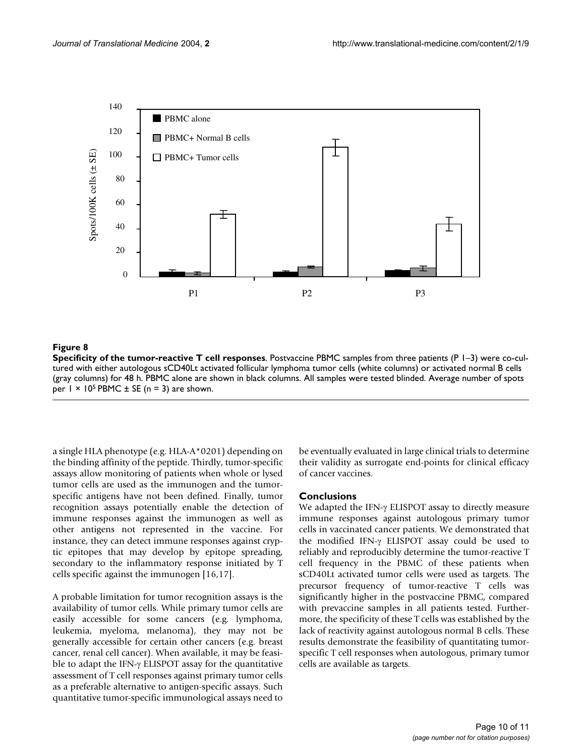140
120
100
80
60
40
20
0

Spots/100K cells (± SE)

PBMC alone
PBMC+ Normal B cells
PBMC+ Tumor cells

P1
P2
P3

**Figure 8**

**Specificity of the tumor-reactive T cell responses**. Postvaccine PBMC samples from three patients (P 1–3) were co-cultured with either autologous sCD40Lt activated follicular lymphoma tumor cells (white columns) or activated normal B cells (gray columns) for 48 h. PBMC alone are shown in black columns. All samples were tested blinded. Average number of spots per $1 \times 10^5$ PBMC ± SE (n = 3) are shown.

a single HLA phenotype (e.g. HLA-A*0201) depending on the binding affinity of the peptide. Thirdly, tumor-specific assays allow monitoring of patients when whole or lysed tumor cells are used as the immunogen and the tumor-specific antigens have not been defined. Finally, tumor recognition assays potentially enable the detection of immune responses against the immunogen as well as other antigens not represented in the vaccine. For instance, they can detect immune responses against cryptic epitopes that may develop by epitope spreading, secondary to the inflammatory response initiated by T cells specific against the immunogen [16,17].

A probable limitation for tumor recognition assays is the availability of tumor cells. While primary tumor cells are easily accessible for some cancers (e.g. lymphoma, leukemia, myeloma, melanoma), they may not be generally accessible for certain other cancers (e.g. breast cancer, renal cell cancer). When available, it may be feasible to adapt the IFN-γ ELISPOT assay for the quantitative assessment of T cell responses against primary tumor cells as a preferable alternative to antigen-specific assays. Such quantitative tumor-specific immunological assays need to be eventually evaluated in large clinical trials to determine their validity as surrogate end-points for clinical efficacy of cancer vaccines.

## Conclusions

We adapted the IFN-γ ELISPOT assay to directly measure immune responses against autologous primary tumor cells in vaccinated cancer patients. We demonstrated that the modified IFN-γ ELISPOT assay could be used to reliably and reproducibly determine the tumor-reactive T cell frequency in the PBMC of these patients when sCD40Lt activated tumor cells were used as targets. The precursor frequency of tumor-reactive T cells was significantly higher in the postvaccine PBMC, compared with prevaccine samples in all patients tested. Furthermore, the specificity of these T cells was established by the lack of reactivity against autologous normal B cells. These results demonstrate the feasibility of quantitating tumor-specific T cell responses when autologous, primary tumor cells are available as targets.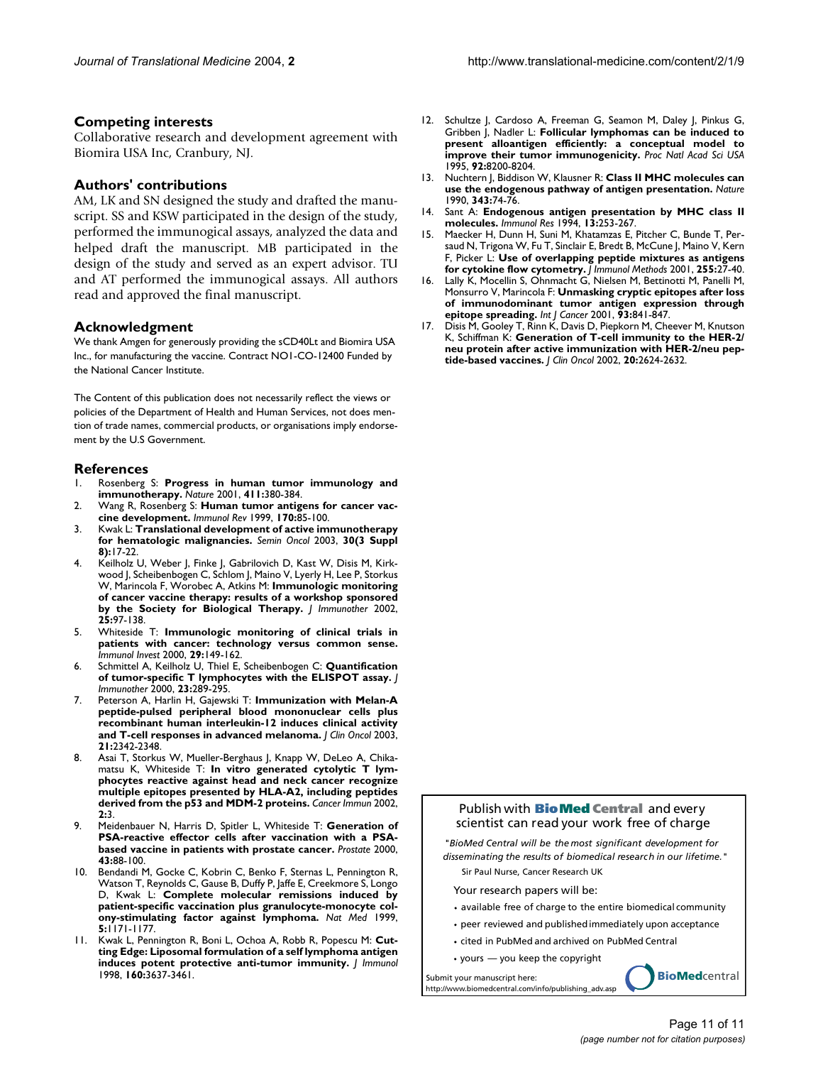## Competing interests

Collaborative research and development agreement with Biomira USA Inc, Cranbury, NJ.

## Authors' contributions

AM, LK and SN designed the study and drafted the manuscript. SS and KSW participated in the design of the study, performed the immunogical assays, analyzed the data and helped draft the manuscript. MB participated in the design of the study and served as an expert advisor. TU and AT performed the immunogical assays. All authors read and approved the final manuscript.

## Acknowledgment

We thank Amgen for generously providing the sCD40Lt and Biomira USA Inc., for manufacturing the vaccine. Contract NO1-CO-12400 Funded by the National Cancer Institute.

The Content of this publication does not necessarily reflect the views or policies of the Department of Health and Human Services, not does mention of trade names, commercial products, or organisations imply endorsement by the U.S Government.

## References

1. Rosenberg S: **Progress in human tumor immunology and immunotherapy.** *Nature* 2001, **411:**380-384.
2. Wang R, Rosenberg S: **Human tumor antigens for cancer vaccine development.** *Immunol Rev* 1999, **170:**85-100.
3. Kwak L: **Translational development of active immunotherapy for hematologic malignancies.** *Semin Oncol* 2003, **30(3 Suppl 8):**17-22.
4. Keilholz U, Weber J, Finke J, Gabrilovich D, Kast W, Disis M, Kirkwood J, Scheibenbogen C, Schlom J, Maino V, Lyerly H, Lee P, Storkus W, Marincola F, Worobec A, Atkins M: **Immunologic monitoring of cancer vaccine therapy: results of a workshop sponsored by the Society for Biological Therapy.** *J Immunother* 2002, **25:**97-138.
5. Whiteside T: **Immunologic monitoring of clinical trials in patients with cancer: technology versus common sense.** *Immunol Invest* 2000, **29:**149-162.
6. Schmittel A, Keilholz U, Thiel E, Scheibenbogen C: **Quantification of tumor-specific T lymphocytes with the ELISPOT assay.** *J Immunother* 2000, **23:**289-295.
7. Peterson A, Harlin H, Gajewski T: **Immunization with Melan-A peptide-pulsed peripheral blood mononuclear cells plus recombinant human interleukin-12 induces clinical activity and T-cell responses in advanced melanoma.** *J Clin Oncol* 2003, **21:**2342-2348.
8. Asai T, Storkus W, Mueller-Berghaus J, Knapp W, DeLeo A, Chikamatsu K, Whiteside T: **In vitro generated cytolytic T lymphocytes reactive against head and neck cancer recognize multiple epitopes presented by HLA-A2, including peptides derived from the p53 and MDM-2 proteins.** *Cancer Immun* 2002, **2:**3.
9. Meidenbauer N, Harris D, Spitler L, Whiteside T: **Generation of PSA-reactive effector cells after vaccination with a PSA-based vaccine in patients with prostate cancer.** *Prostate* 2000, **43:**88-100.
10. Bendandi M, Gocke C, Kobrin C, Benko F, Sternas L, Pennington R, Watson T, Reynolds C, Gause B, Duffy P, Jaffe E, Creekmore S, Longo D, Kwak L: **Complete molecular remissions induced by patient-specific vaccination plus granulocyte-monocyte colony-stimulating factor against lymphoma.** *Nat Med* 1999, **5:**1171-1177.
11. Kwak L, Pennington R, Boni L, Ochoa A, Robb R, Popescu M: **Cutting Edge: Liposomal formulation of a self lymphoma antigen induces potent protective anti-tumor immunity.** *J Immunol* 1998, **160:**3637-3461.
12. Schultze J, Cardoso A, Freeman G, Seamon M, Daley J, Pinkus G, Gribben J, Nadler L: **Follicular lymphomas can be induced to present alloantigen efficiently: a conceptual model to improve their tumor immunogenicity.** *Proc Natl Acad Sci USA* 1995, **92:**8200-8204.
13. Nuchtern J, Biddison W, Klausner R: **Class II MHC molecules can use the endogenous pathway of antigen presentation.** *Nature* 1990, **343:**74-76.
14. Sant A: **Endogenous antigen presentation by MHC class II molecules.** *Immunol Res* 1994, **13:**253-267.
15. Maecker H, Dunn H, Suni M, Khatamzas E, Pitcher C, Bunde T, Persaud N, Trigona W, Fu T, Sinclair E, Bredt B, McCune J, Maino V, Kern F, Picker L: **Use of overlapping peptide mixtures as antigens for cytokine flow cytometry.** *J Immunol Methods* 2001, **255:**27-40.
16. Lally K, Mocellin S, Ohnmacht G, Nielsen M, Bettinotti M, Panelli M, Monsurro V, Marincola F: **Unmasking cryptic epitopes after loss of immunodominant tumor antigen expression through epitope spreading.** *Int J Cancer* 2001, **93:**841-847.
17. Disis M, Gooley T, Rinn K, Davis D, Piepkorn M, Cheever M, Knutson K, Schiffman K: **Generation of T-cell immunity to the HER-2/neu protein after active immunization with HER-2/neu peptide-based vaccines.** *J Clin Oncol* 2002, **20:**2624-2632.